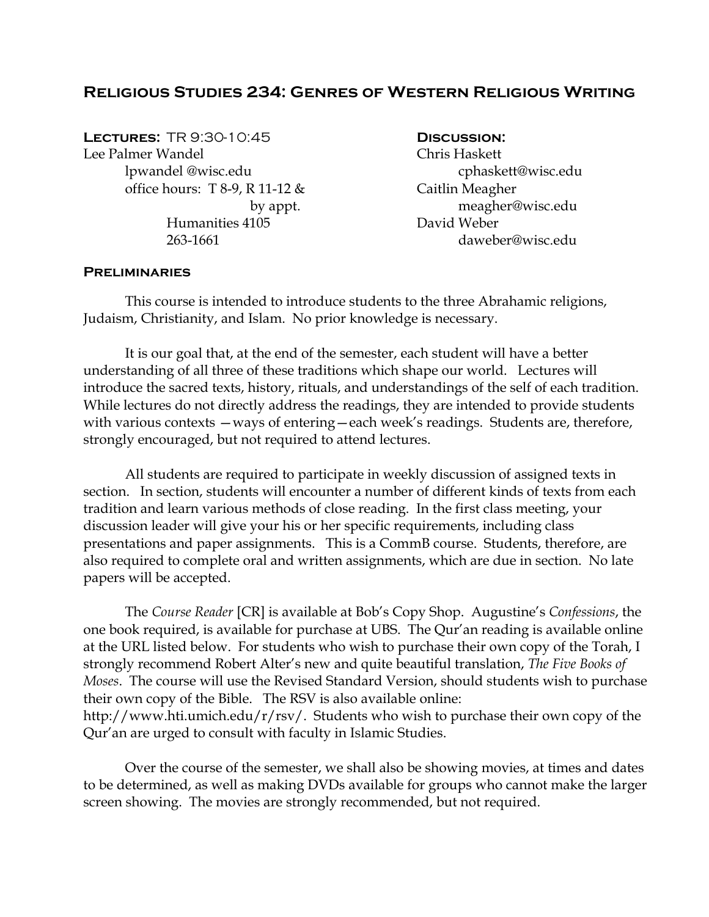# Religious Studies 234: Genres of Western Religious Writing

**Lectures:** TR 9:30-10:45
Lee Palmer Wandel
lpwandel @wisc.edu
office hours: T 8-9, R 11-12 & by appt.
Humanities 4105
263-1661

**Discussion:**
Chris Haskett
cphaskett@wisc.edu
Caitlin Meagher
meagher@wisc.edu
David Weber
daweber@wisc.edu

## Preliminaries

This course is intended to introduce students to the three Abrahamic religions, Judaism, Christianity, and Islam. No prior knowledge is necessary.

It is our goal that, at the end of the semester, each student will have a better understanding of all three of these traditions which shape our world. Lectures will introduce the sacred texts, history, rituals, and understandings of the self of each tradition. While lectures do not directly address the readings, they are intended to provide students with various contexts —ways of entering—each week's readings. Students are, therefore, strongly encouraged, but not required to attend lectures.

All students are required to participate in weekly discussion of assigned texts in section. In section, students will encounter a number of different kinds of texts from each tradition and learn various methods of close reading. In the first class meeting, your discussion leader will give your his or her specific requirements, including class presentations and paper assignments. This is a CommB course. Students, therefore, are also required to complete oral and written assignments, which are due in section. No late papers will be accepted.

The *Course Reader* [CR] is available at Bob's Copy Shop. Augustine's *Confessions*, the one book required, is available for purchase at UBS. The Qur'an reading is available online at the URL listed below. For students who wish to purchase their own copy of the Torah, I strongly recommend Robert Alter's new and quite beautiful translation, *The Five Books of Moses*. The course will use the Revised Standard Version, should students wish to purchase their own copy of the Bible. The RSV is also available online: http://www.hti.umich.edu/r/rsv/. Students who wish to purchase their own copy of the Qur'an are urged to consult with faculty in Islamic Studies.

Over the course of the semester, we shall also be showing movies, at times and dates to be determined, as well as making DVDs available for groups who cannot make the larger screen showing. The movies are strongly recommended, but not required.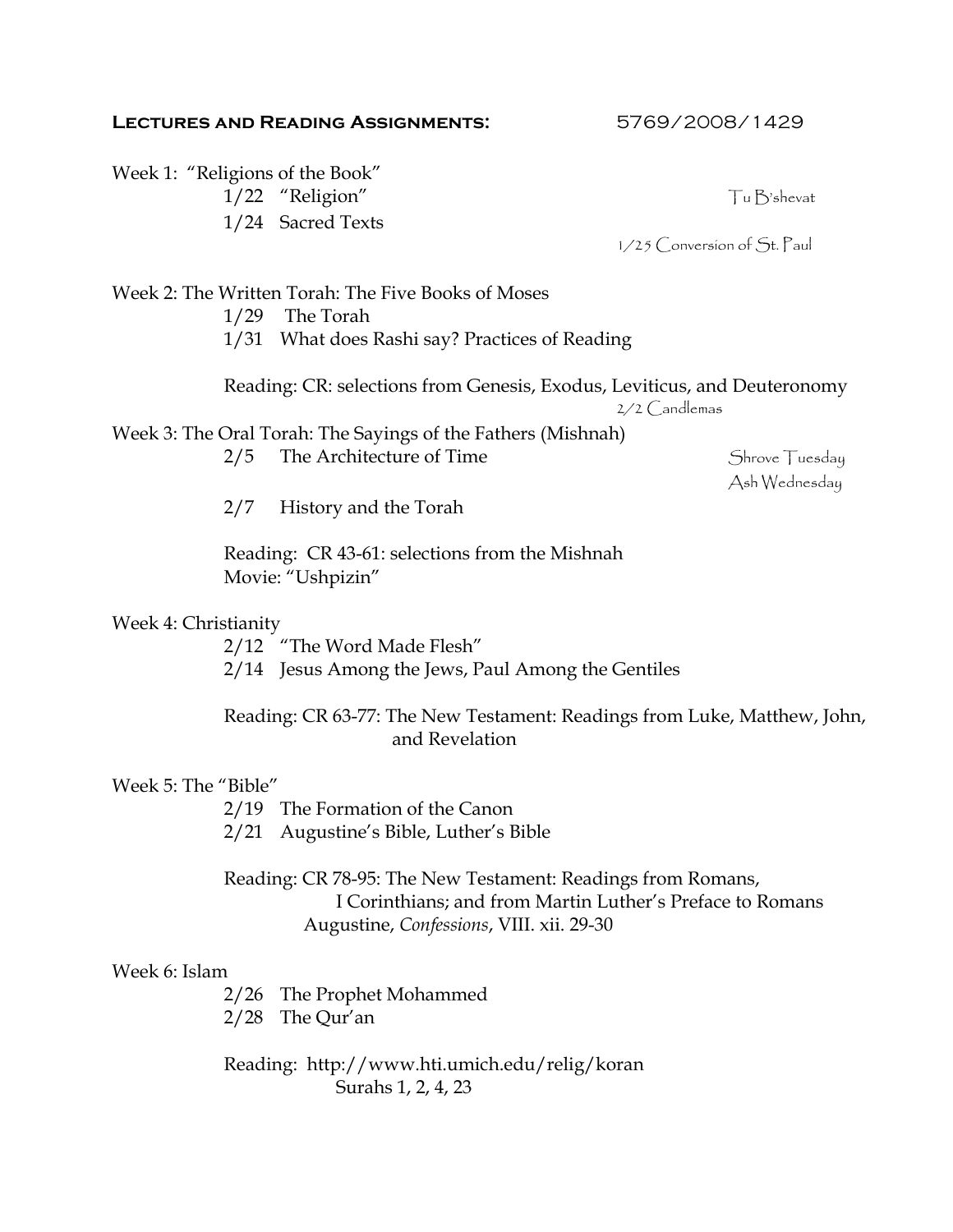**LECTURES AND READING ASSIGNMENTS:** 5769/2008/1429

Week 1: "Religions of the Book"

- 1/22 "Religion" — Tu B'shevat
- 1/24 Sacred Texts

1/25 Conversion of St. Paul

Week 2: The Written Torah: The Five Books of Moses

- 1/29 The Torah
- 1/31 What does Rashi say? Practices of Reading

Reading: CR: selections from Genesis, Exodus, Leviticus, and Deuteronomy

2/2 Candlemas

Week 3: The Oral Torah: The Sayings of the Fathers (Mishnah)

- 2/5 The Architecture of Time — Shrove Tuesday, Ash Wednesday
- 2/7 History and the Torah

Reading: CR 43-61: selections from the Mishnah
Movie: "Ushpizin"

Week 4: Christianity

- 2/12 "The Word Made Flesh"
- 2/14 Jesus Among the Jews, Paul Among the Gentiles

Reading: CR 63-77: The New Testament: Readings from Luke, Matthew, John, and Revelation

Week 5: The "Bible"

- 2/19 The Formation of the Canon
- 2/21 Augustine's Bible, Luther's Bible

Reading: CR 78-95: The New Testament: Readings from Romans, I Corinthians; and from Martin Luther's Preface to Romans
Augustine, *Confessions*, VIII. xii. 29-30

Week 6: Islam

- 2/26 The Prophet Mohammed
- 2/28 The Qur'an

Reading: http://www.hti.umich.edu/relig/koran
Surahs 1, 2, 4, 23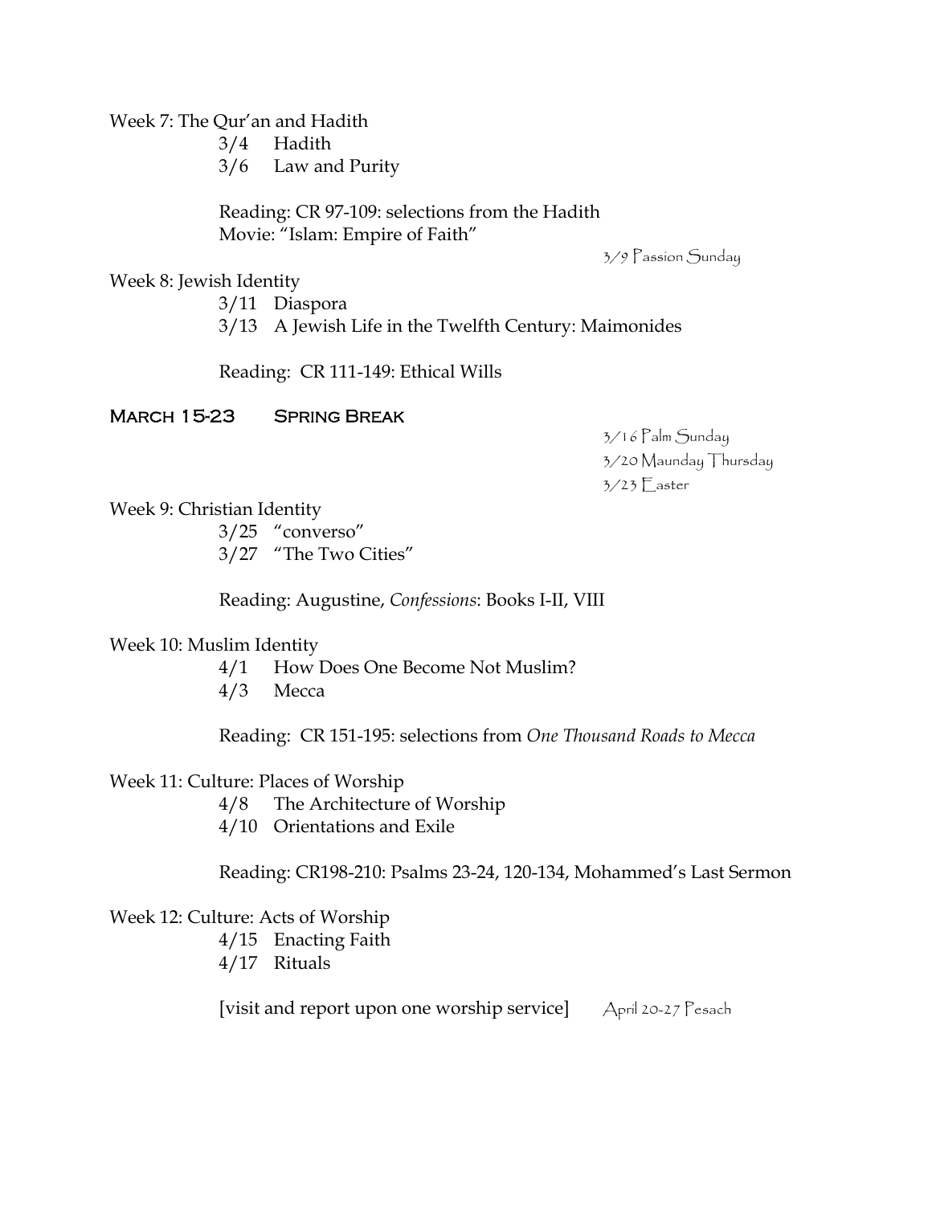Week 7: The Qur'an and Hadith

3/4 Hadith
3/6 Law and Purity

Reading: CR 97-109: selections from the Hadith
Movie: "Islam: Empire of Faith"

3/9 Passion Sunday

Week 8: Jewish Identity

3/11 Diaspora
3/13 A Jewish Life in the Twelfth Century: Maimonides

Reading: CR 111-149: Ethical Wills

**March 15-23 Spring Break**

3/16 Palm Sunday
3/20 Maunday Thursday
3/23 Easter

Week 9: Christian Identity

3/25 "converso"
3/27 "The Two Cities"

Reading: Augustine, *Confessions*: Books I-II, VIII

Week 10: Muslim Identity

4/1 How Does One Become Not Muslim?
4/3 Mecca

Reading: CR 151-195: selections from *One Thousand Roads to Mecca*

Week 11: Culture: Places of Worship

4/8 The Architecture of Worship
4/10 Orientations and Exile

Reading: CR198-210: Psalms 23-24, 120-134, Mohammed's Last Sermon

Week 12: Culture: Acts of Worship

4/15 Enacting Faith
4/17 Rituals

[visit and report upon one worship service] April 20-27 Pesach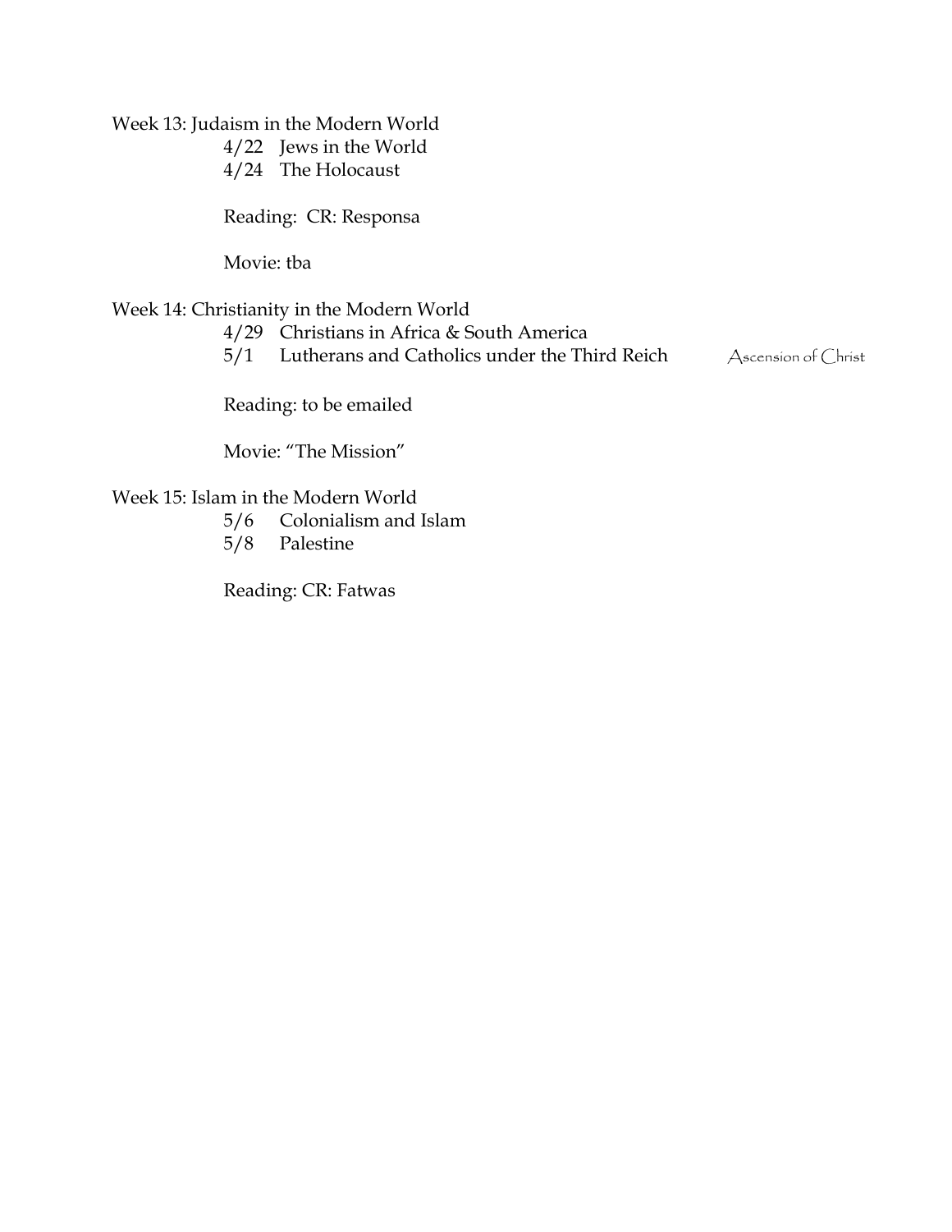Week 13: Judaism in the Modern World

4/22 Jews in the World
4/24 The Holocaust

Reading: CR: Responsa

Movie: tba

Week 14: Christianity in the Modern World

4/29 Christians in Africa & South America
5/1 Lutherans and Catholics under the Third Reich — Ascension of Christ

Reading: to be emailed

Movie: "The Mission"

Week 15: Islam in the Modern World

5/6 Colonialism and Islam
5/8 Palestine

Reading: CR: Fatwas